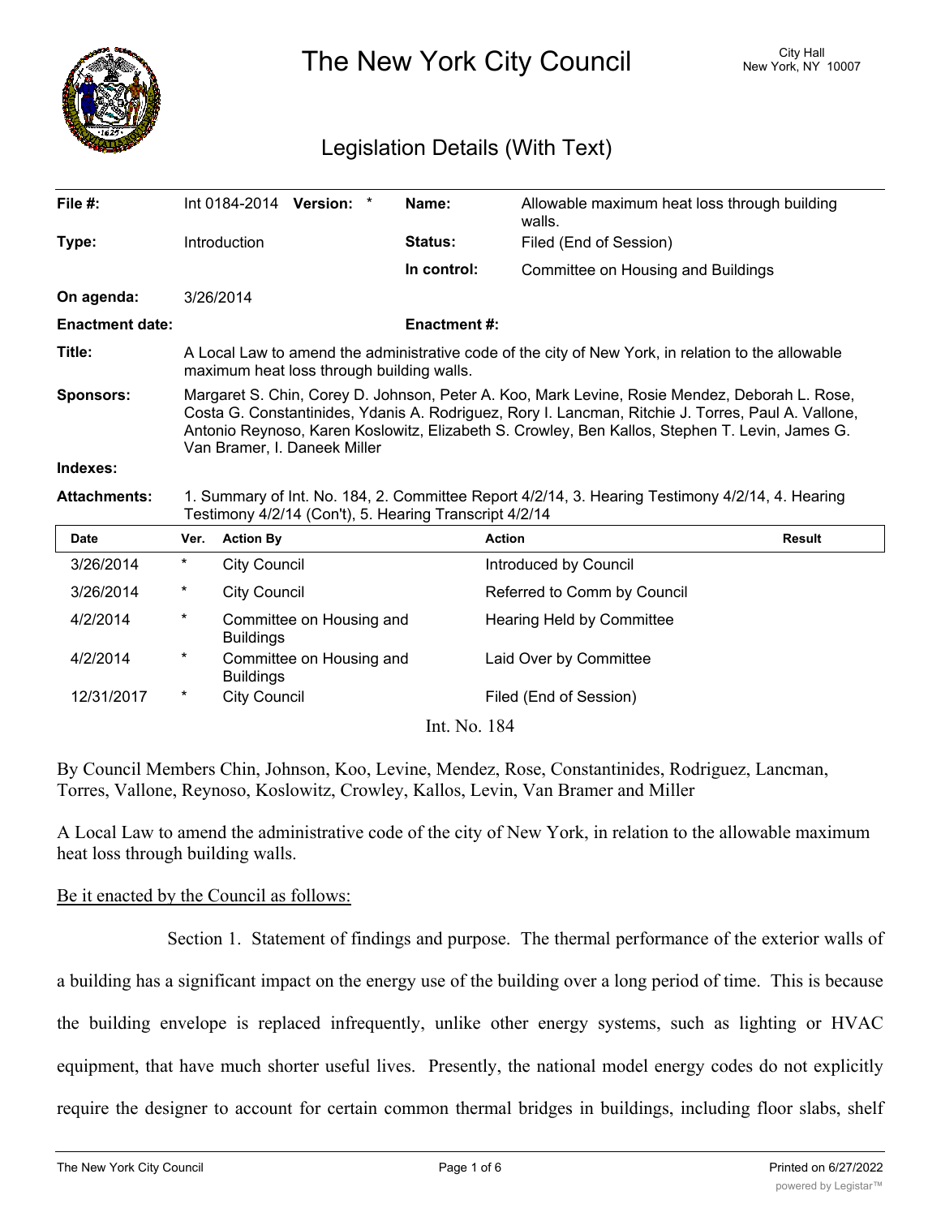# The New York City Council

City Hall
New York, NY 10007

## Legislation Details (With Text)

| | | | |
|---|---|---|---|
| **File #:** | Int 0184-2014 **Version:** * | **Name:** | Allowable maximum heat loss through building walls. |
| **Type:** | Introduction | **Status:** | Filed (End of Session) |
| | | **In control:** | Committee on Housing and Buildings |
| **On agenda:** | 3/26/2014 | | |
| **Enactment date:** | | **Enactment #:** | |

**Title:** A Local Law to amend the administrative code of the city of New York, in relation to the allowable maximum heat loss through building walls.

**Sponsors:** Margaret S. Chin, Corey D. Johnson, Peter A. Koo, Mark Levine, Rosie Mendez, Deborah L. Rose, Costa G. Constantinides, Ydanis A. Rodriguez, Rory I. Lancman, Ritchie J. Torres, Paul A. Vallone, Antonio Reynoso, Karen Koslowitz, Elizabeth S. Crowley, Ben Kallos, Stephen T. Levin, James G. Van Bramer, I. Daneek Miller

**Indexes:**

**Attachments:** 1. Summary of Int. No. 184, 2. Committee Report 4/2/14, 3. Hearing Testimony 4/2/14, 4. Hearing Testimony 4/2/14 (Con't), 5. Hearing Transcript 4/2/14

| Date | Ver. | Action By | Action | Result |
|---|---|---|---|---|
| 3/26/2014 | * | City Council | Introduced by Council | |
| 3/26/2014 | * | City Council | Referred to Comm by Council | |
| 4/2/2014 | * | Committee on Housing and Buildings | Hearing Held by Committee | |
| 4/2/2014 | * | Committee on Housing and Buildings | Laid Over by Committee | |
| 12/31/2017 | * | City Council | Filed (End of Session) | |

Int. No. 184

By Council Members Chin, Johnson, Koo, Levine, Mendez, Rose, Constantinides, Rodriguez, Lancman, Torres, Vallone, Reynoso, Koslowitz, Crowley, Kallos, Levin, Van Bramer and Miller

A Local Law to amend the administrative code of the city of New York, in relation to the allowable maximum heat loss through building walls.

Be it enacted by the Council as follows:

Section 1. Statement of findings and purpose. The thermal performance of the exterior walls of a building has a significant impact on the energy use of the building over a long period of time. This is because the building envelope is replaced infrequently, unlike other energy systems, such as lighting or HVAC equipment, that have much shorter useful lives. Presently, the national model energy codes do not explicitly require the designer to account for certain common thermal bridges in buildings, including floor slabs, shelf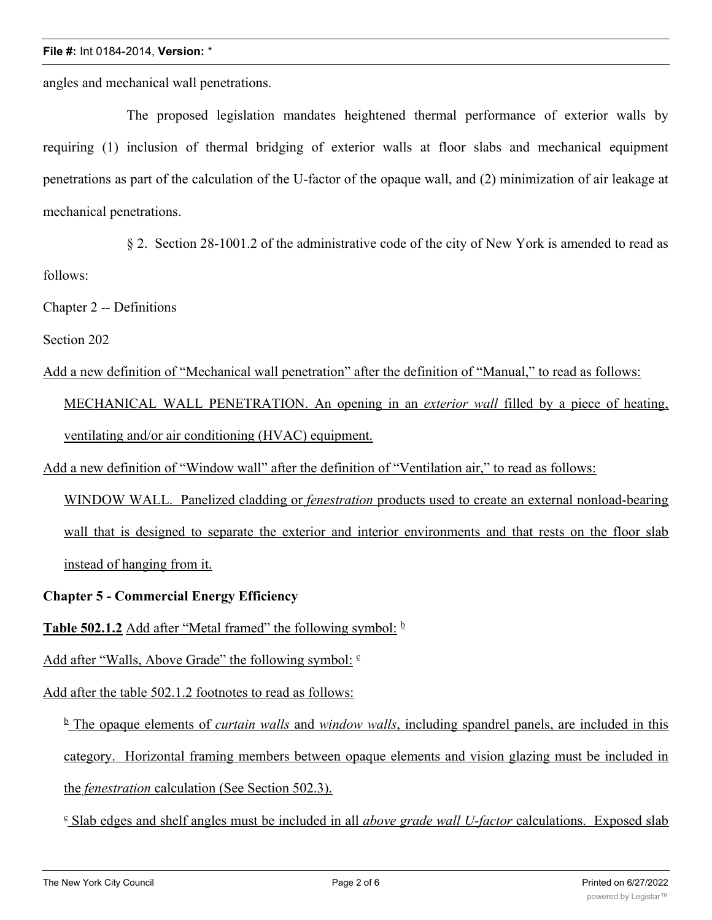angles and mechanical wall penetrations.

The proposed legislation mandates heightened thermal performance of exterior walls by requiring (1) inclusion of thermal bridging of exterior walls at floor slabs and mechanical equipment penetrations as part of the calculation of the U-factor of the opaque wall, and (2) minimization of air leakage at mechanical penetrations.

§ 2. Section 28-1001.2 of the administrative code of the city of New York is amended to read as follows:

Chapter 2 -- Definitions

Section 202

Add a new definition of "Mechanical wall penetration" after the definition of "Manual," to read as follows:

MECHANICAL WALL PENETRATION. An opening in an *exterior wall* filled by a piece of heating, ventilating and/or air conditioning (HVAC) equipment.

Add a new definition of "Window wall" after the definition of "Ventilation air," to read as follows:

WINDOW WALL. Panelized cladding or *fenestration* products used to create an external nonload-bearing wall that is designed to separate the exterior and interior environments and that rests on the floor slab instead of hanging from it.

**Chapter 5 - Commercial Energy Efficiency**

**Table 502.1.2** Add after "Metal framed" the following symbol: [b]

Add after "Walls, Above Grade" the following symbol: [c]

Add after the table 502.1.2 footnotes to read as follows:

[b] The opaque elements of *curtain walls* and *window walls*, including spandrel panels, are included in this category. Horizontal framing members between opaque elements and vision glazing must be included in the *fenestration* calculation (See Section 502.3).

[c] Slab edges and shelf angles must be included in all *above grade wall U-factor* calculations. Exposed slab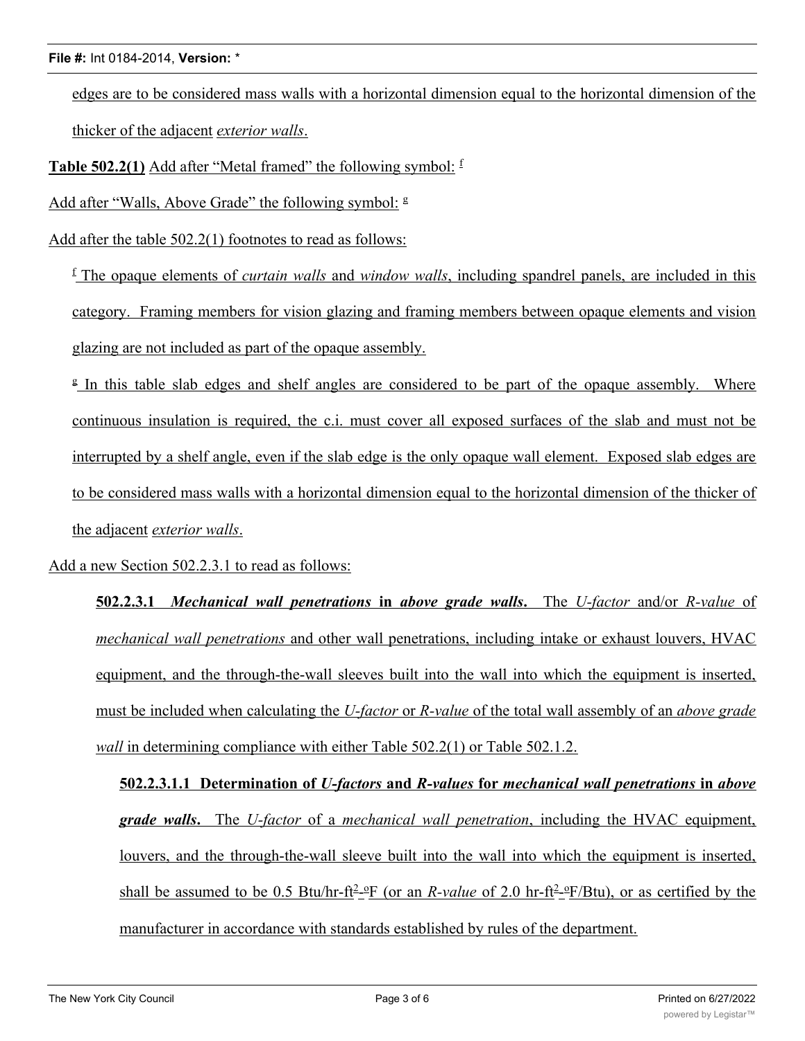edges are to be considered mass walls with a horizontal dimension equal to the horizontal dimension of the thicker of the adjacent *exterior walls*.

**Table 502.2(1)** Add after "Metal framed" the following symbol: [f]

Add after "Walls, Above Grade" the following symbol: [g]

Add after the table 502.2(1) footnotes to read as follows:

[f] The opaque elements of *curtain walls* and *window walls*, including spandrel panels, are included in this category. Framing members for vision glazing and framing members between opaque elements and vision glazing are not included as part of the opaque assembly.

[g] In this table slab edges and shelf angles are considered to be part of the opaque assembly. Where continuous insulation is required, the c.i. must cover all exposed surfaces of the slab and must not be interrupted by a shelf angle, even if the slab edge is the only opaque wall element. Exposed slab edges are to be considered mass walls with a horizontal dimension equal to the horizontal dimension of the thicker of the adjacent *exterior walls*.

Add a new Section 502.2.3.1 to read as follows:

**502.2.3.1 *Mechanical wall penetrations* in *above grade walls*.** The *U-factor* and/or *R-value* of *mechanical wall penetrations* and other wall penetrations, including intake or exhaust louvers, HVAC equipment, and the through-the-wall sleeves built into the wall into which the equipment is inserted, must be included when calculating the *U-factor* or *R-value* of the total wall assembly of an *above grade wall* in determining compliance with either Table 502.2(1) or Table 502.1.2.

**502.2.3.1.1 Determination of *U-factors* and *R-values* for *mechanical wall penetrations* in *above grade walls*.** The *U-factor* of a *mechanical wall penetration*, including the HVAC equipment, louvers, and the through-the-wall sleeve built into the wall into which the equipment is inserted, shall be assumed to be 0.5 Btu/hr-ft$^2$-ºF (or an *R-value* of 2.0 hr-ft$^2$-ºF/Btu), or as certified by the manufacturer in accordance with standards established by rules of the department.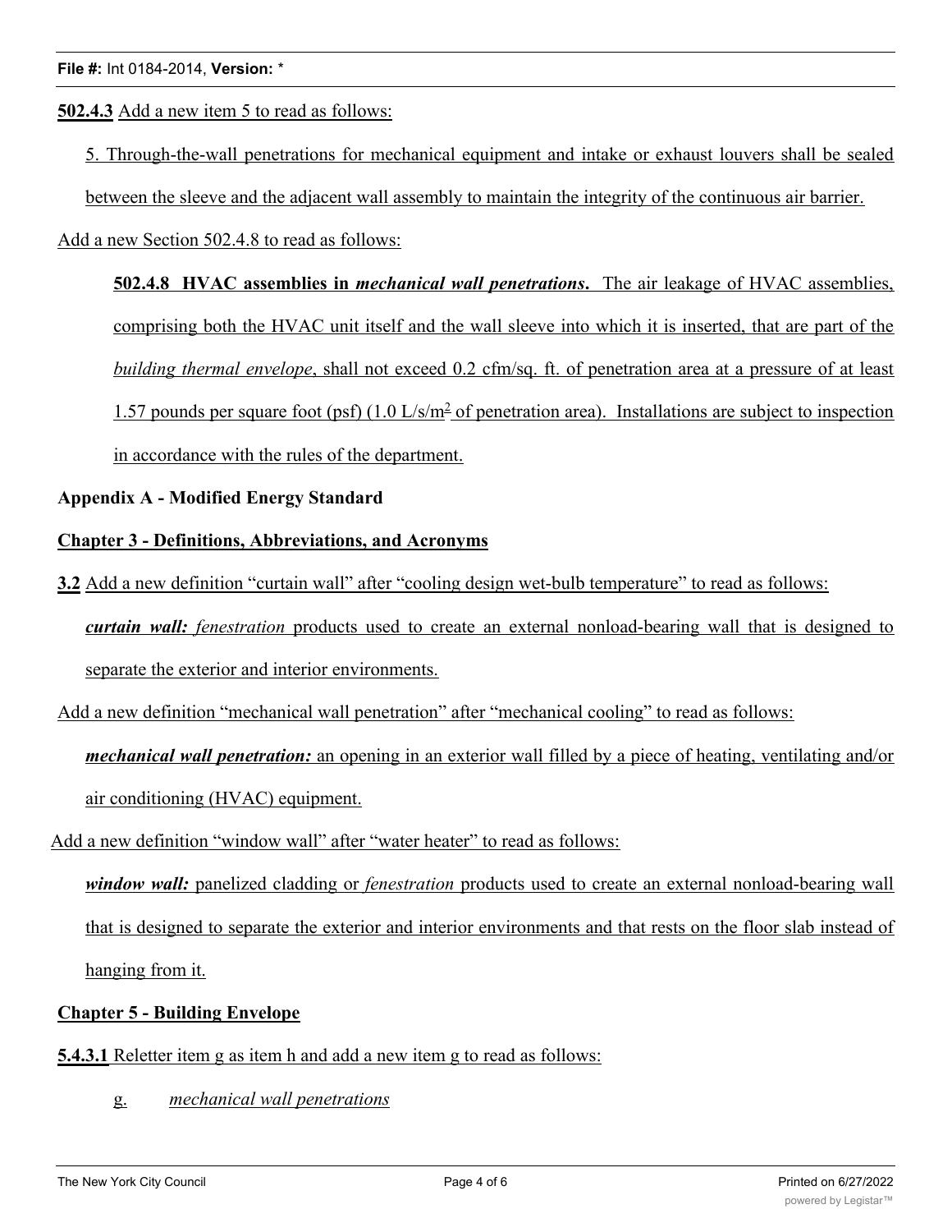**502.4.3** Add a new item 5 to read as follows:

5. Through-the-wall penetrations for mechanical equipment and intake or exhaust louvers shall be sealed between the sleeve and the adjacent wall assembly to maintain the integrity of the continuous air barrier.

Add a new Section 502.4.8 to read as follows:

**502.4.8 HVAC assemblies in *mechanical wall penetrations*.** The air leakage of HVAC assemblies, comprising both the HVAC unit itself and the wall sleeve into which it is inserted, that are part of the *building thermal envelope*, shall not exceed 0.2 cfm/sq. ft. of penetration area at a pressure of at least 1.57 pounds per square foot (psf) (1.0 L/s/$m^2$ of penetration area). Installations are subject to inspection in accordance with the rules of the department.

**Appendix A - Modified Energy Standard**

**Chapter 3 - Definitions, Abbreviations, and Acronyms**

**3.2** Add a new definition "curtain wall" after "cooling design wet-bulb temperature" to read as follows:

***curtain wall:*** *fenestration* products used to create an external nonload-bearing wall that is designed to separate the exterior and interior environments.

Add a new definition "mechanical wall penetration" after "mechanical cooling" to read as follows:

***mechanical wall penetration:*** an opening in an exterior wall filled by a piece of heating, ventilating and/or air conditioning (HVAC) equipment.

Add a new definition "window wall" after "water heater" to read as follows:

***window wall:*** panelized cladding or *fenestration* products used to create an external nonload-bearing wall that is designed to separate the exterior and interior environments and that rests on the floor slab instead of hanging from it.

**Chapter 5 - Building Envelope**

**5.4.3.1** Reletter item g as item h and add a new item g to read as follows:

g. *mechanical wall penetrations*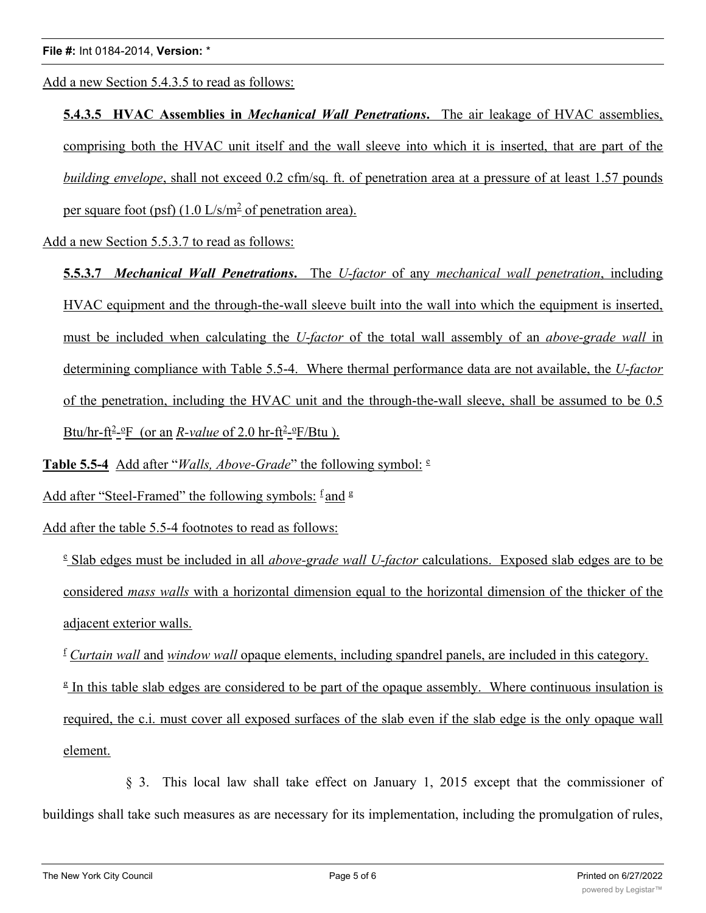Add a new Section 5.4.3.5 to read as follows:

**5.4.3.5 HVAC Assemblies in *Mechanical Wall Penetrations*.** The air leakage of HVAC assemblies, comprising both the HVAC unit itself and the wall sleeve into which it is inserted, that are part of the *building envelope*, shall not exceed 0.2 cfm/sq. ft. of penetration area at a pressure of at least 1.57 pounds per square foot (psf) (1.0 $L/s/m^2$ of penetration area).

Add a new Section 5.5.3.7 to read as follows:

**5.5.3.7 *Mechanical Wall Penetrations*.** The *U-factor* of any *mechanical wall penetration*, including HVAC equipment and the through-the-wall sleeve built into the wall into which the equipment is inserted, must be included when calculating the *U-factor* of the total wall assembly of an *above-grade wall* in determining compliance with Table 5.5-4. Where thermal performance data are not available, the *U-factor* of the penetration, including the HVAC unit and the through-the-wall sleeve, shall be assumed to be 0.5 $Btu/hr\text{-}ft^2\text{-}^{o}F$ (or an *R-value* of 2.0 $hr\text{-}ft^2\text{-}^{o}F/Btu$).

**Table 5.5-4** Add after "*Walls, Above-Grade*" the following symbol: [e]

Add after "Steel-Framed" the following symbols: [f] and [g]

Add after the table 5.5-4 footnotes to read as follows:

[e] Slab edges must be included in all *above-grade wall U-factor* calculations. Exposed slab edges are to be considered *mass walls* with a horizontal dimension equal to the horizontal dimension of the thicker of the adjacent exterior walls.

[f] *Curtain wall* and *window wall* opaque elements, including spandrel panels, are included in this category.

[g] In this table slab edges are considered to be part of the opaque assembly. Where continuous insulation is required, the c.i. must cover all exposed surfaces of the slab even if the slab edge is the only opaque wall element.

§ 3. This local law shall take effect on January 1, 2015 except that the commissioner of buildings shall take such measures as are necessary for its implementation, including the promulgation of rules,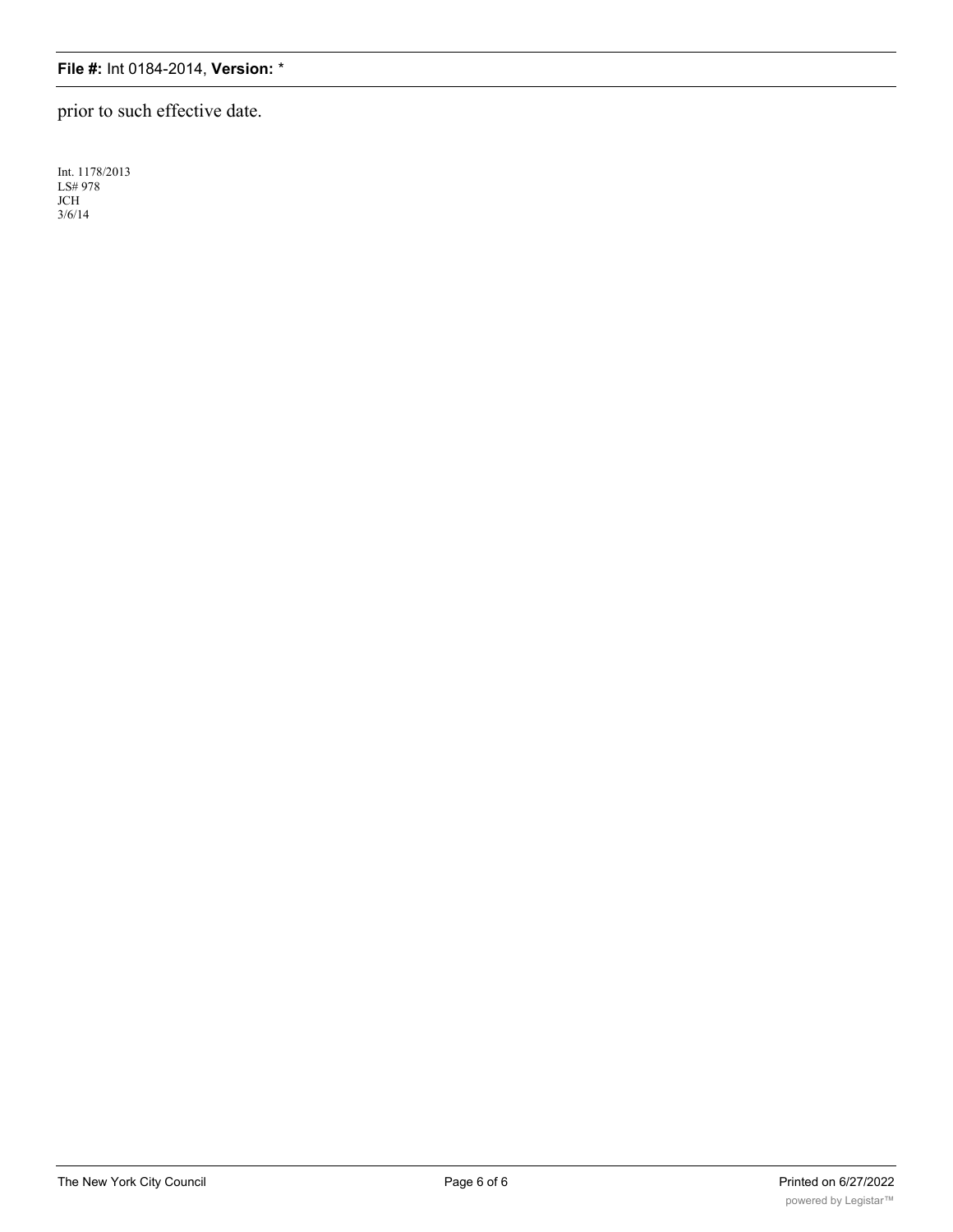prior to such effective date.

Int. 1178/2013
LS# 978
JCH
3/6/14